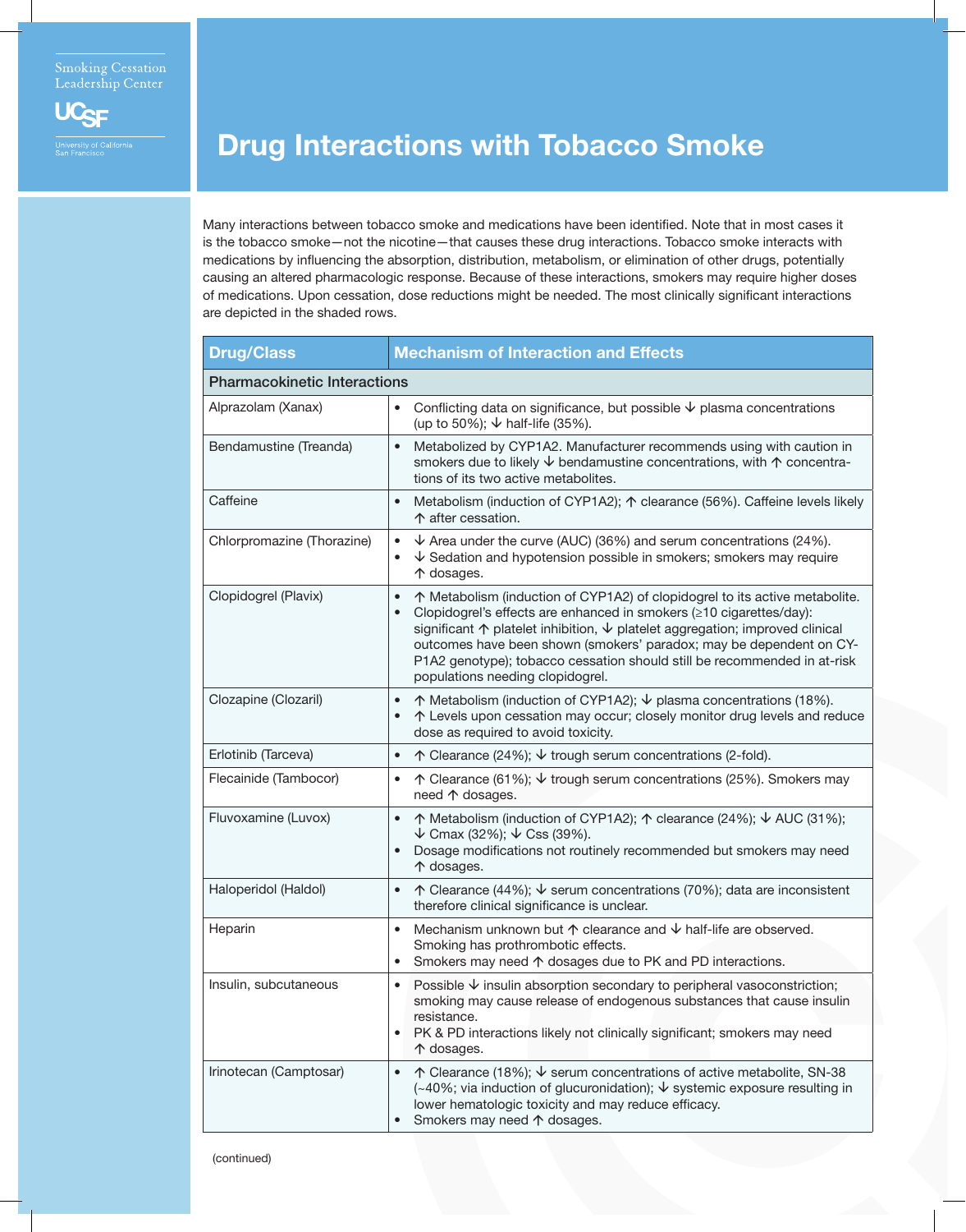Smoking Cessation Leadership Center

UCSF University of California San Francisco

# Drug Interactions with Tobacco Smoke

Many interactions between tobacco smoke and medications have been identified. Note that in most cases it is the tobacco smoke—not the nicotine—that causes these drug interactions. Tobacco smoke interacts with medications by influencing the absorption, distribution, metabolism, or elimination of other drugs, potentially causing an altered pharmacologic response. Because of these interactions, smokers may require higher doses of medications. Upon cessation, dose reductions might be needed. The most clinically significant interactions are depicted in the shaded rows.

| Drug/Class | Mechanism of Interaction and Effects |
|---|---|
| **Pharmacokinetic Interactions** | |
| Alprazolam (Xanax) | • Conflicting data on significance, but possible ↓ plasma concentrations (up to 50%); ↓ half-life (35%). |
| Bendamustine (Treanda) | • Metabolized by CYP1A2. Manufacturer recommends using with caution in smokers due to likely ↓ bendamustine concentrations, with ↑ concentrations of its two active metabolites. |
| Caffeine | • Metabolism (induction of CYP1A2); ↑ clearance (56%). Caffeine levels likely ↑ after cessation. |
| Chlorpromazine (Thorazine) | • ↓ Area under the curve (AUC) (36%) and serum concentrations (24%).<br>• ↓ Sedation and hypotension possible in smokers; smokers may require ↑ dosages. |
| Clopidogrel (Plavix) | • ↑ Metabolism (induction of CYP1A2) of clopidogrel to its active metabolite.<br>• Clopidogrel's effects are enhanced in smokers (≥10 cigarettes/day): significant ↑ platelet inhibition, ↓ platelet aggregation; improved clinical outcomes have been shown (smokers' paradox; may be dependent on CYP1A2 genotype); tobacco cessation should still be recommended in at-risk populations needing clopidogrel. |
| Clozapine (Clozaril) | • ↑ Metabolism (induction of CYP1A2); ↓ plasma concentrations (18%).<br>• ↑ Levels upon cessation may occur; closely monitor drug levels and reduce dose as required to avoid toxicity. |
| Erlotinib (Tarceva) | • ↑ Clearance (24%); ↓ trough serum concentrations (2-fold). |
| Flecainide (Tambocor) | • ↑ Clearance (61%); ↓ trough serum concentrations (25%). Smokers may need ↑ dosages. |
| Fluvoxamine (Luvox) | • ↑ Metabolism (induction of CYP1A2); ↑ clearance (24%); ↓ AUC (31%); ↓ Cmax (32%); ↓ Css (39%).<br>• Dosage modifications not routinely recommended but smokers may need ↑ dosages. |
| Haloperidol (Haldol) | • ↑ Clearance (44%); ↓ serum concentrations (70%); data are inconsistent therefore clinical significance is unclear. |
| Heparin | • Mechanism unknown but ↑ clearance and ↓ half-life are observed. Smoking has prothrombotic effects.<br>• Smokers may need ↑ dosages due to PK and PD interactions. |
| Insulin, subcutaneous | • Possible ↓ insulin absorption secondary to peripheral vasoconstriction; smoking may cause release of endogenous substances that cause insulin resistance.<br>• PK & PD interactions likely not clinically significant; smokers may need ↑ dosages. |
| Irinotecan (Camptosar) | • ↑ Clearance (18%); ↓ serum concentrations of active metabolite, SN-38 (~40%; via induction of glucuronidation); ↓ systemic exposure resulting in lower hematologic toxicity and may reduce efficacy.<br>• Smokers may need ↑ dosages. |

(continued)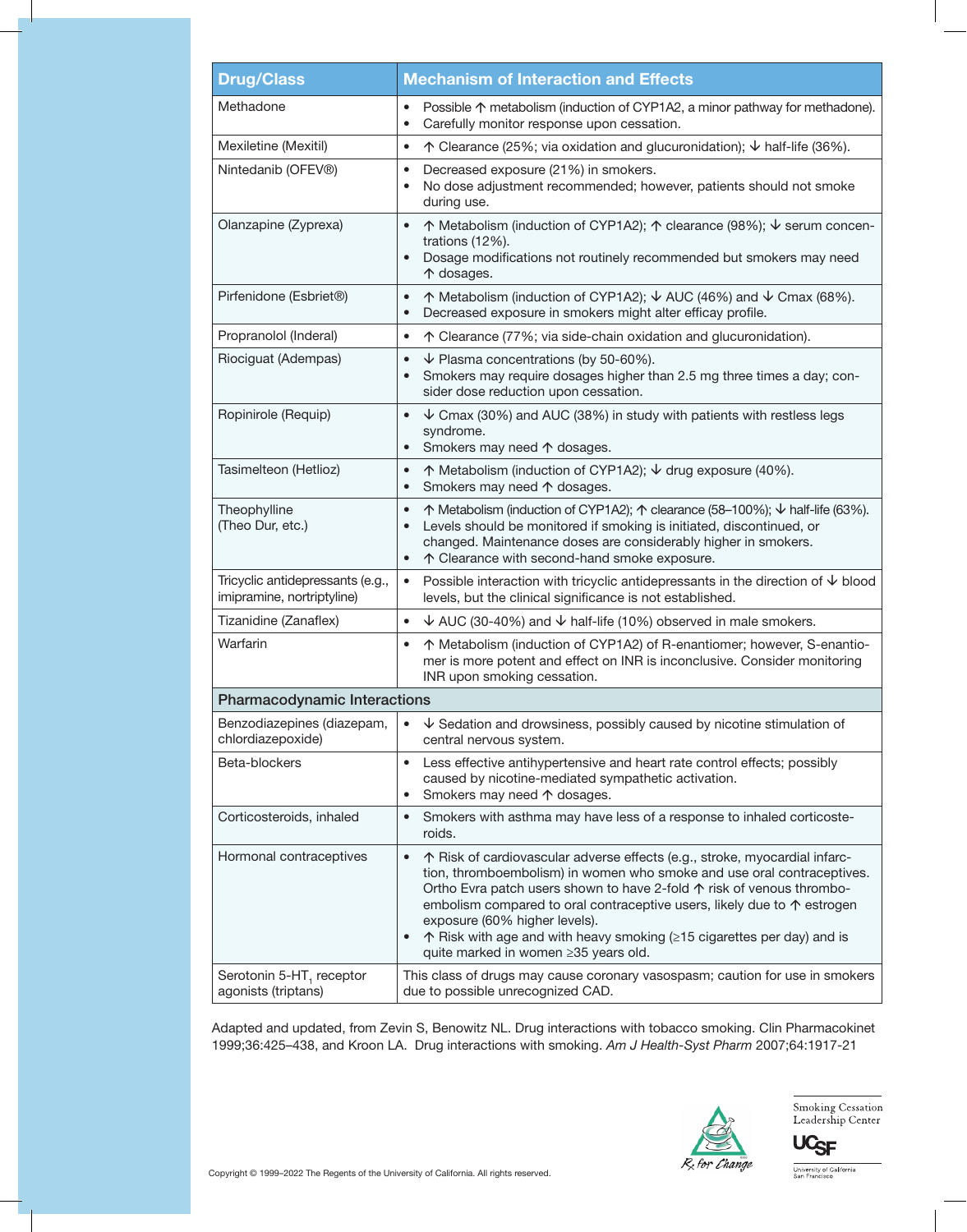| Drug/Class | Mechanism of Interaction and Effects |
| --- | --- |
| Methadone | • Possible ↑ metabolism (induction of CYP1A2, a minor pathway for methadone).<br>• Carefully monitor response upon cessation. |
| Mexiletine (Mexitil) | • ↑ Clearance (25%; via oxidation and glucuronidation); ↓ half-life (36%). |
| Nintedanib (OFEV®) | • Decreased exposure (21%) in smokers.<br>• No dose adjustment recommended; however, patients should not smoke during use. |
| Olanzapine (Zyprexa) | • ↑ Metabolism (induction of CYP1A2); ↑ clearance (98%); ↓ serum concentrations (12%).<br>• Dosage modifications not routinely recommended but smokers may need ↑ dosages. |
| Pirfenidone (Esbriet®) | • ↑ Metabolism (induction of CYP1A2); ↓ AUC (46%) and ↓ Cmax (68%).<br>• Decreased exposure in smokers might alter efficay profile. |
| Propranolol (Inderal) | • ↑ Clearance (77%; via side-chain oxidation and glucuronidation). |
| Riociguat (Adempas) | • ↓ Plasma concentrations (by 50-60%).<br>• Smokers may require dosages higher than 2.5 mg three times a day; consider dose reduction upon cessation. |
| Ropinirole (Requip) | • ↓ Cmax (30%) and AUC (38%) in study with patients with restless legs syndrome.<br>• Smokers may need ↑ dosages. |
| Tasimelteon (Hetlioz) | • ↑ Metabolism (induction of CYP1A2); ↓ drug exposure (40%).<br>• Smokers may need ↑ dosages. |
| Theophylline (Theo Dur, etc.) | • ↑ Metabolism (induction of CYP1A2); ↑ clearance (58–100%); ↓ half-life (63%).<br>• Levels should be monitored if smoking is initiated, discontinued, or changed. Maintenance doses are considerably higher in smokers.<br>• ↑ Clearance with second-hand smoke exposure. |
| Tricyclic antidepressants (e.g., imipramine, nortriptyline) | • Possible interaction with tricyclic antidepressants in the direction of ↓ blood levels, but the clinical significance is not established. |
| Tizanidine (Zanaflex) | • ↓ AUC (30-40%) and ↓ half-life (10%) observed in male smokers. |
| Warfarin | • ↑ Metabolism (induction of CYP1A2) of R-enantiomer; however, S-enantiomer is more potent and effect on INR is inconclusive. Consider monitoring INR upon smoking cessation. |
| **Pharmacodynamic Interactions** | |
| Benzodiazepines (diazepam, chlordiazepoxide) | • ↓ Sedation and drowsiness, possibly caused by nicotine stimulation of central nervous system. |
| Beta-blockers | • Less effective antihypertensive and heart rate control effects; possibly caused by nicotine-mediated sympathetic activation.<br>• Smokers may need ↑ dosages. |
| Corticosteroids, inhaled | • Smokers with asthma may have less of a response to inhaled corticosteroids. |
| Hormonal contraceptives | • ↑ Risk of cardiovascular adverse effects (e.g., stroke, myocardial infarction, thromboembolism) in women who smoke and use oral contraceptives. Ortho Evra patch users shown to have 2-fold ↑ risk of venous thromboembolism compared to oral contraceptive users, likely due to ↑ estrogen exposure (60% higher levels).<br>• ↑ Risk with age and with heavy smoking (≥15 cigarettes per day) and is quite marked in women ≥35 years old. |
| Serotonin 5-HT$_1$ receptor agonists (triptans) | This class of drugs may cause coronary vasospasm; caution for use in smokers due to possible unrecognized CAD. |

Adapted and updated, from Zevin S, Benowitz NL. Drug interactions with tobacco smoking. Clin Pharmacokinet 1999;36:425–438, and Kroon LA. Drug interactions with smoking. *Am J Health-Syst Pharm* 2007;64:1917-21

Copyright © 1999–2022 The Regents of the University of California. All rights reserved.

Rx for Change

Smoking Cessation Leadership Center

UCSF University of California San Francisco